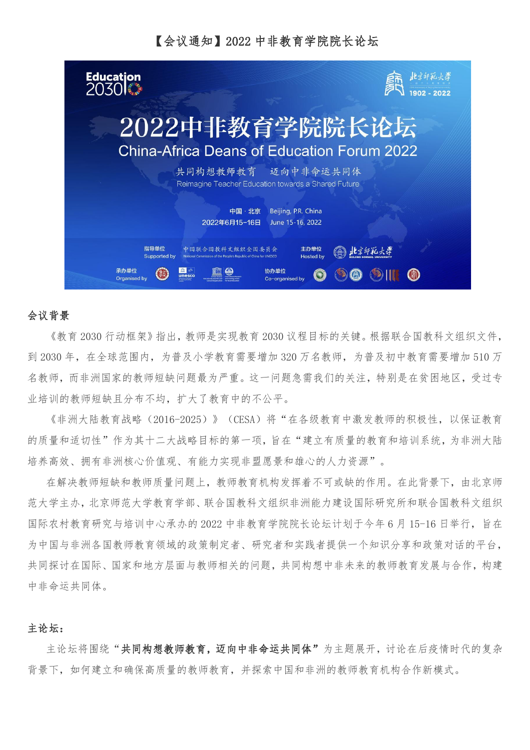# 【会议通知】2022 中非教育学院院长论坛

2022中非教育学院院长论坛

China-Africa Deans of Education Forum 2022

共同构想教师教育　迈向中非命运共同体

Reimagine Teacher Education towards a Shared Future

中国 · 北京　Beijing, P.R. China

2022年6月15-16日　June 15-16, 2022

指导单位 Supported by　中国联合国教科文组织全国委员会 National Commission of the People's Republic of China for UNESCO

主办单位 Hosted by　北京师范大学

承办单位 Organised by

协办单位 Co-organised by

## 会议背景

《教育 2030 行动框架》指出，教师是实现教育 2030 议程目标的关键。根据联合国教科文组织文件，到 2030 年，在全球范围内，为普及小学教育需要增加 320 万名教师，为普及初中教育需要增加 510 万名教师，而非洲国家的教师短缺问题最为严重。这一问题急需我们的关注，特别是在贫困地区，受过专业培训的教师短缺且分布不均，扩大了教育中的不公平。

《非洲大陆教育战略（2016-2025）》（CESA）将“在各级教育中激发教师的积极性，以保证教育的质量和适切性”作为其十二大战略目标的第一项，旨在“建立有质量的教育和培训系统，为非洲大陆培养高效、拥有非洲核心价值观、有能力实现非盟愿景和雄心的人力资源”。

在解决教师短缺和教师质量问题上，教师教育机构发挥着不可或缺的作用。在此背景下，由北京师范大学主办，北京师范大学教育学部、联合国教科文组织非洲能力建设国际研究所和联合国教科文组织国际农村教育研究与培训中心承办的 2022 中非教育学院院长论坛计划于今年 6 月 15-16 日举行，旨在为中国与非洲各国教师教育领域的政策制定者、研究者和实践者提供一个知识分享和政策对话的平台，共同探讨在国际、国家和地方层面与教师相关的问题，共同构想中非未来的教师教育发展与合作，构建中非命运共同体。

## 主论坛：

主论坛将围绕“**共同构想教师教育，迈向中非命运共同体**”为主题展开，讨论在后疫情时代的复杂背景下，如何建立和确保高质量的教师教育，并探索中国和非洲的教师教育机构合作新模式。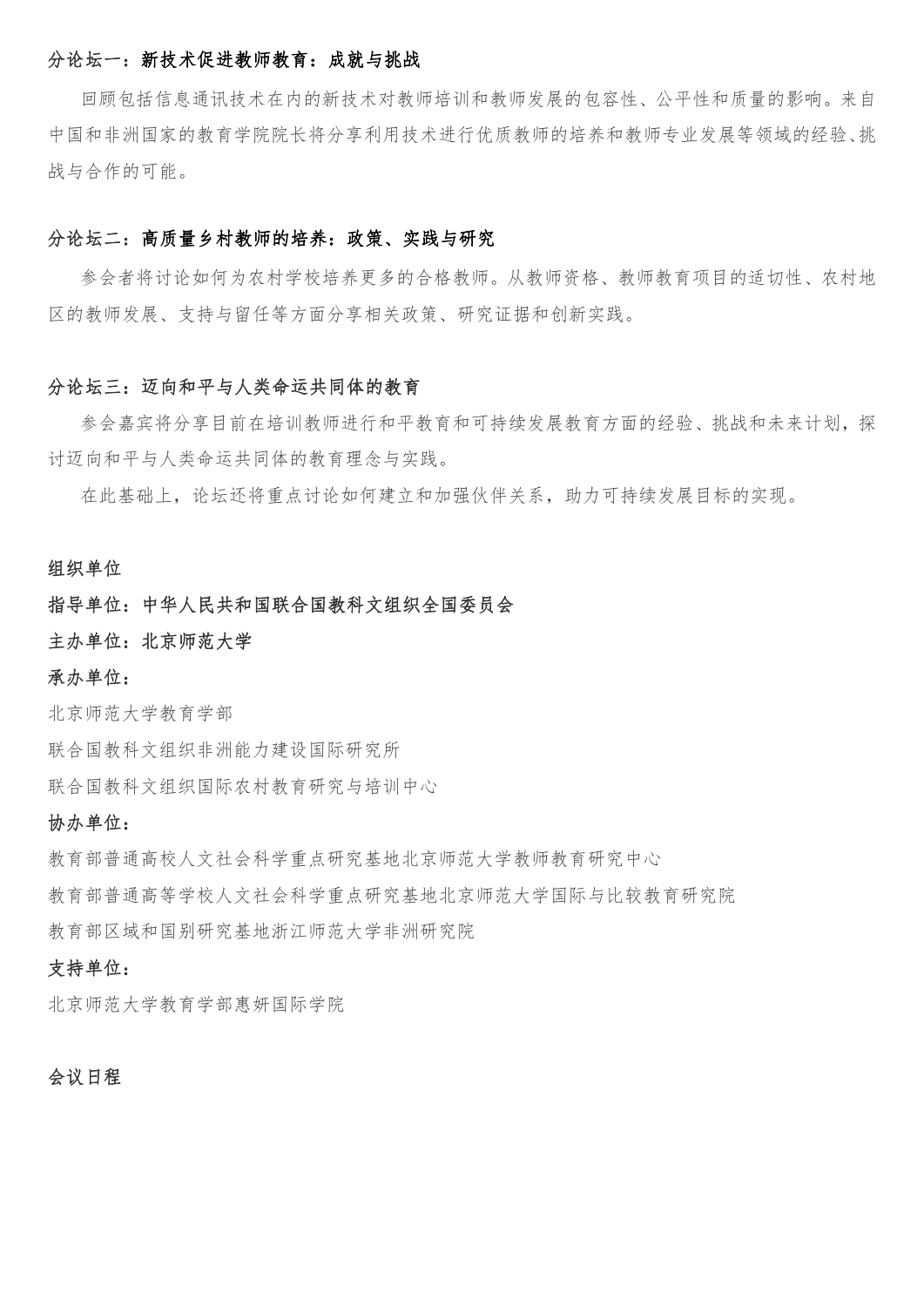**分论坛一：新技术促进教师教育：成就与挑战**

回顾包括信息通讯技术在内的新技术对教师培训和教师发展的包容性、公平性和质量的影响。来自中国和非洲国家的教育学院院长将分享利用技术进行优质教师的培养和教师专业发展等领域的经验、挑战与合作的可能。

**分论坛二：高质量乡村教师的培养：政策、实践与研究**

参会者将讨论如何为农村学校培养更多的合格教师。从教师资格、教师教育项目的适切性、农村地区的教师发展、支持与留任等方面分享相关政策、研究证据和创新实践。

**分论坛三：迈向和平与人类命运共同体的教育**

参会嘉宾将分享目前在培训教师进行和平教育和可持续发展教育方面的经验、挑战和未来计划，探讨迈向和平与人类命运共同体的教育理念与实践。

在此基础上，论坛还将重点讨论如何建立和加强伙伴关系，助力可持续发展目标的实现。

**组织单位**

**指导单位：中华人民共和国联合国教科文组织全国委员会**

**主办单位：北京师范大学**

**承办单位：**

北京师范大学教育学部

联合国教科文组织非洲能力建设国际研究所

联合国教科文组织国际农村教育研究与培训中心

**协办单位：**

教育部普通高校人文社会科学重点研究基地北京师范大学教师教育研究中心

教育部普通高等学校人文社会科学重点研究基地北京师范大学国际与比较教育研究院

教育部区域和国别研究基地浙江师范大学非洲研究院

**支持单位：**

北京师范大学教育学部惠妍国际学院

**会议日程**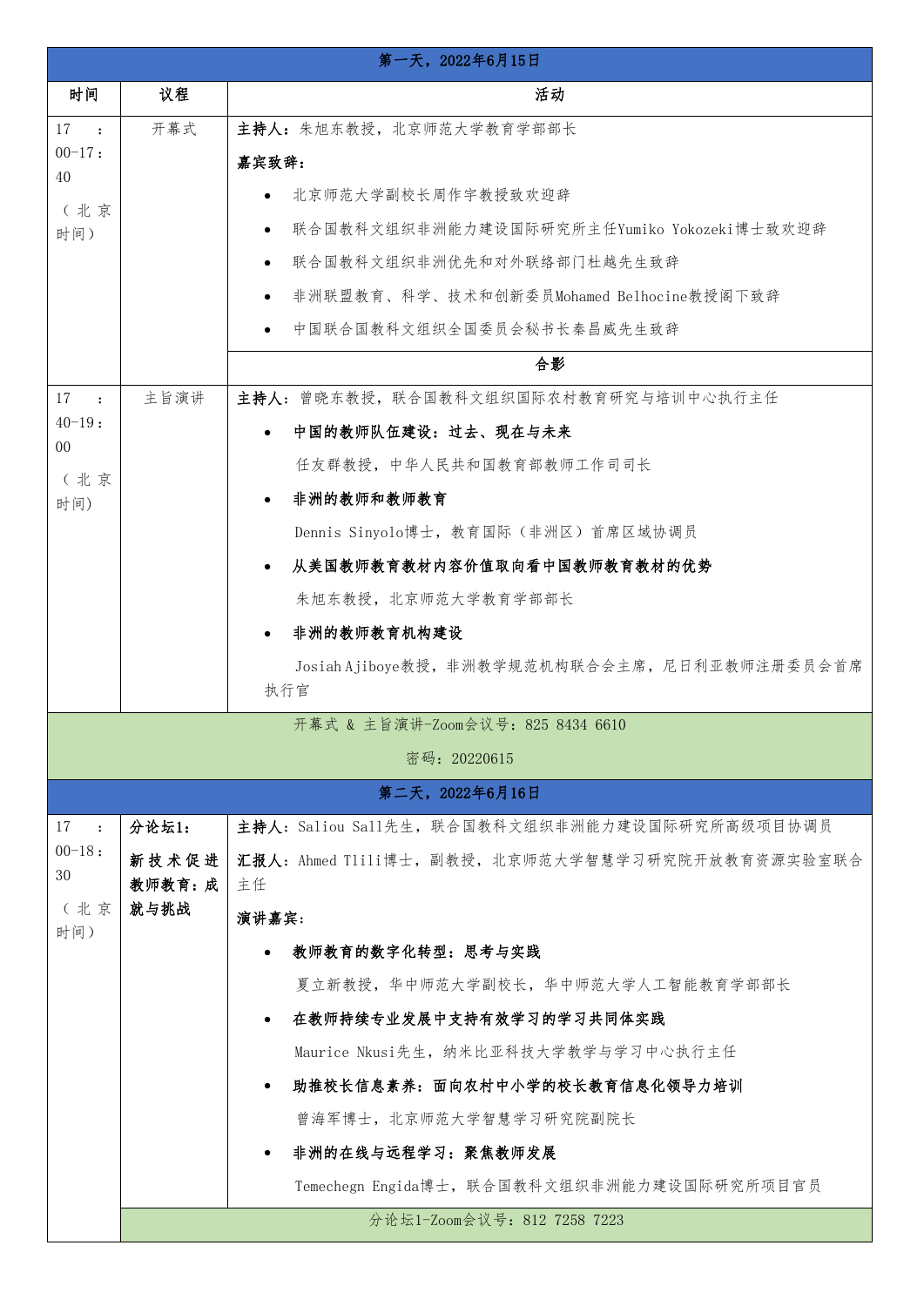| 第一天，2022年6月15日 | | |
|---|---|---|
| **时间** | **议程** | **活动** |
| 17：00-17：40（北京时间） | 开幕式 | **主持人：**朱旭东教授，北京师范大学教育学部部长<br>**嘉宾致辞：**<br>• 北京师范大学副校长周作宇教授致欢迎辞<br>• 联合国教科文组织非洲能力建设国际研究所主任Yumiko Yokozeki博士致欢迎辞<br>• 联合国教科文组织非洲优先和对外联络部门杜越先生致辞<br>• 非洲联盟教育、科学、技术和创新委员Mohamed Belhocine教授阁下致辞<br>• 中国联合国教科文组织全国委员会秘书长秦昌威先生致辞 |
| | | **合影** |
| 17：40-19：00（北京时间） | 主旨演讲 | **主持人：**曾晓东教授，联合国教科文组织国际农村教育研究与培训中心执行主任<br>• **中国的教师队伍建设：过去、现在与未来**<br>任友群教授，中华人民共和国教育部教师工作司司长<br>• **非洲的教师和教师教育**<br>Dennis Sinyolo博士，教育国际（非洲区）首席区域协调员<br>• **从美国教师教育教材内容价值取向看中国教师教育教材的优势**<br>朱旭东教授，北京师范大学教育学部部长<br>• **非洲的教师教育机构建设**<br>Josiah Ajiboye教授，非洲教学规范机构联合会主席，尼日利亚教师注册委员会首席执行官 |
| 开幕式 & 主旨演讲-Zoom会议号：825 8434 6610<br>密码：20220615 | | |
| 第二天，2022年6月16日 | | |
| 17：00-18：30（北京时间） | **分论坛1：新技术促进教师教育：成就与挑战** | **主持人：**Saliou Sall先生，联合国教科文组织非洲能力建设国际研究所高级项目协调员<br>**汇报人：**Ahmed Tlili博士，副教授，北京师范大学智慧学习研究院开放教育资源实验室联合主任<br>**演讲嘉宾：**<br>• **教师教育的数字化转型：思考与实践**<br>夏立新教授，华中师范大学副校长，华中师范大学人工智能教育学部部长<br>• **在教师持续专业发展中支持有效学习的学习共同体实践**<br>Maurice Nkusi先生，纳米比亚科技大学教学与学习中心执行主任<br>• **助推校长信息素养：面向农村中小学的校长教育信息化领导力培训**<br>曾海军博士，北京师范大学智慧学习研究院副院长<br>• **非洲的在线与远程学习：聚焦教师发展**<br>Temechegn Engida博士，联合国教科文组织非洲能力建设国际研究所项目官员 |
| | 分论坛1-Zoom会议号：812 7258 7223 | |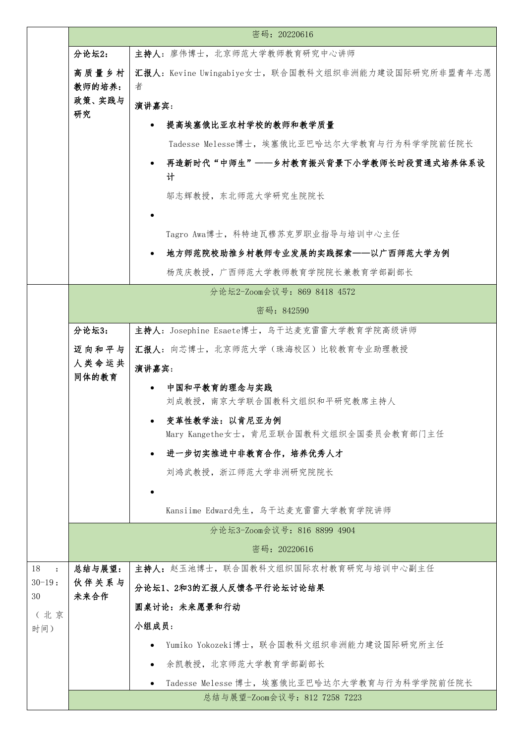| | | |
|---|---|---|
| | 密码：20220616 | |
| | **分论坛2：**<br>**高质量乡村教师的培养：政策、实践与研究** | **主持人**：廖伟博士，北京师范大学教师教育研究中心讲师<br>**汇报人**：Kevine Uwingabiye女士，联合国教科文组织非洲能力建设国际研究所非盟青年志愿者<br>**演讲嘉宾**：<br>• **提高埃塞俄比亚农村学校的教师和教学质量**<br>Tadesse Melesse博士，埃塞俄比亚巴哈达尔大学教育与行为科学学院前任院长<br>• **再造新时代"中师生"——乡村教育振兴背景下小学教师长时段贯通式培养体系设计**<br>邬志辉教授，东北师范大学研究生院院长<br>•<br>Tagro Awa博士，科特迪瓦穆苏克罗职业指导与培训中心主任<br>• **地方师范院校助推乡村教师专业发展的实践探索——以广西师范大学为例**<br>杨茂庆教授，广西师范大学教师教育学院院长兼教育学部副部长 |
| | 分论坛2-Zoom会议号：869 8418 4572<br>密码：842590 | |
| | **分论坛3：**<br>**迈向和平与人类命运共同体的教育** | **主持人**：Josephine Esaete博士，乌干达麦克雷雷大学教育学院高级讲师<br>**汇报人**：向芯博士，北京师范大学（珠海校区）比较教育专业助理教授<br>**演讲嘉宾**：<br>• **中国和平教育的理念与实践**<br>刘成教授，南京大学联合国教科文组织和平研究教席主持人<br>• **变革性教学法：以肯尼亚为例**<br>Mary Kangethe女士，肯尼亚联合国教科文组织全国委员会教育部门主任<br>• **进一步切实推进中非教育合作，培养优秀人才**<br>刘鸿武教授，浙江师范大学非洲研究院院长<br>•<br>Kansiime Edward先生，乌干达麦克雷雷大学教育学院讲师 |
| | 分论坛3-Zoom会议号：816 8899 4904<br>密码：20220616 | |
| 18：30-19：30<br>（北京时间） | **总结与展望：伙伴关系与未来合作** | **主持人**：赵玉池博士，联合国教科文组织国际农村教育研究与培训中心副主任<br>**分论坛1、2和3的汇报人反馈各平行论坛讨论结果**<br>**圆桌讨论：未来愿景和行动**<br>**小组成员**：<br>• Yumiko Yokozeki博士，联合国教科文组织非洲能力建设国际研究所主任<br>• 余凯教授，北京师范大学教育学部副部长<br>• Tadesse Melesse 博士，埃塞俄比亚巴哈达尔大学教育与行为科学学院前任院长 |
| | 总结与展望-Zoom会议号：812 7258 7223 | |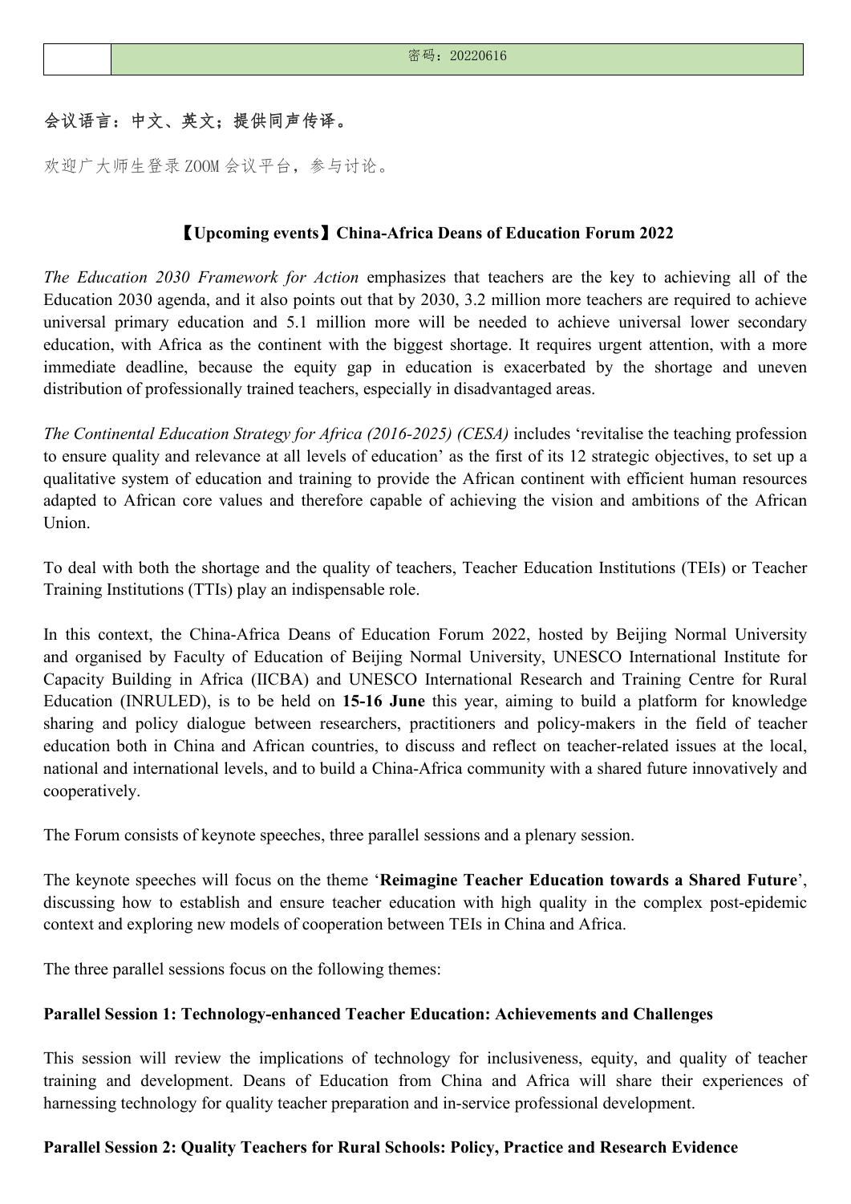|  | 密码：20220616 |
| --- | --- |

**会议语言：中文、英文；提供同声传译。**

欢迎广大师生登录 ZOOM 会议平台，参与讨论。

## 【Upcoming events】China-Africa Deans of Education Forum 2022

*The Education 2030 Framework for Action* emphasizes that teachers are the key to achieving all of the Education 2030 agenda, and it also points out that by 2030, 3.2 million more teachers are required to achieve universal primary education and 5.1 million more will be needed to achieve universal lower secondary education, with Africa as the continent with the biggest shortage. It requires urgent attention, with a more immediate deadline, because the equity gap in education is exacerbated by the shortage and uneven distribution of professionally trained teachers, especially in disadvantaged areas.

*The Continental Education Strategy for Africa (2016-2025) (CESA)* includes 'revitalise the teaching profession to ensure quality and relevance at all levels of education' as the first of its 12 strategic objectives, to set up a qualitative system of education and training to provide the African continent with efficient human resources adapted to African core values and therefore capable of achieving the vision and ambitions of the African Union.

To deal with both the shortage and the quality of teachers, Teacher Education Institutions (TEIs) or Teacher Training Institutions (TTIs) play an indispensable role.

In this context, the China-Africa Deans of Education Forum 2022, hosted by Beijing Normal University and organised by Faculty of Education of Beijing Normal University, UNESCO International Institute for Capacity Building in Africa (IICBA) and UNESCO International Research and Training Centre for Rural Education (INRULED), is to be held on **15-16 June** this year, aiming to build a platform for knowledge sharing and policy dialogue between researchers, practitioners and policy-makers in the field of teacher education both in China and African countries, to discuss and reflect on teacher-related issues at the local, national and international levels, and to build a China-Africa community with a shared future innovatively and cooperatively.

The Forum consists of keynote speeches, three parallel sessions and a plenary session.

The keynote speeches will focus on the theme '**Reimagine Teacher Education towards a Shared Future**', discussing how to establish and ensure teacher education with high quality in the complex post-epidemic context and exploring new models of cooperation between TEIs in China and Africa.

The three parallel sessions focus on the following themes:

**Parallel Session 1: Technology-enhanced Teacher Education: Achievements and Challenges**

This session will review the implications of technology for inclusiveness, equity, and quality of teacher training and development. Deans of Education from China and Africa will share their experiences of harnessing technology for quality teacher preparation and in-service professional development.

**Parallel Session 2: Quality Teachers for Rural Schools: Policy, Practice and Research Evidence**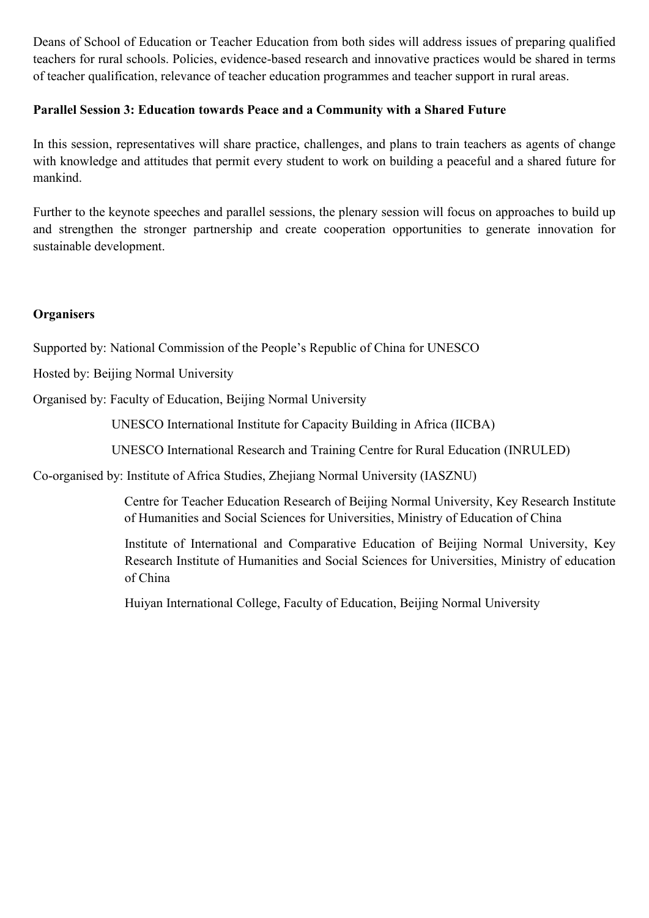Deans of School of Education or Teacher Education from both sides will address issues of preparing qualified teachers for rural schools. Policies, evidence-based research and innovative practices would be shared in terms of teacher qualification, relevance of teacher education programmes and teacher support in rural areas.

**Parallel Session 3: Education towards Peace and a Community with a Shared Future**

In this session, representatives will share practice, challenges, and plans to train teachers as agents of change with knowledge and attitudes that permit every student to work on building a peaceful and a shared future for mankind.

Further to the keynote speeches and parallel sessions, the plenary session will focus on approaches to build up and strengthen the stronger partnership and create cooperation opportunities to generate innovation for sustainable development.

**Organisers**

Supported by: National Commission of the People's Republic of China for UNESCO

Hosted by: Beijing Normal University

Organised by: Faculty of Education, Beijing Normal University

UNESCO International Institute for Capacity Building in Africa (IICBA)

UNESCO International Research and Training Centre for Rural Education (INRULED)

Co-organised by: Institute of Africa Studies, Zhejiang Normal University (IASZNU)

Centre for Teacher Education Research of Beijing Normal University, Key Research Institute of Humanities and Social Sciences for Universities, Ministry of Education of China

Institute of International and Comparative Education of Beijing Normal University, Key Research Institute of Humanities and Social Sciences for Universities, Ministry of education of China

Huiyan International College, Faculty of Education, Beijing Normal University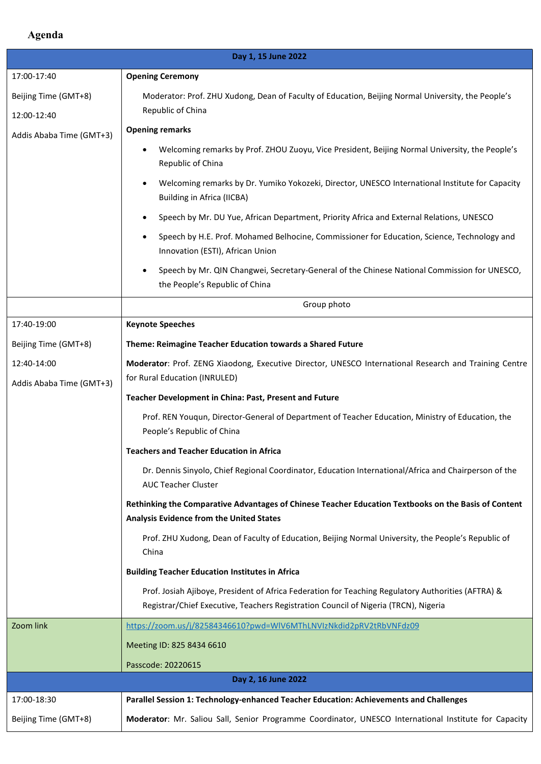## Agenda

| Day 1, 15 June 2022 | |
|---|---|
| 17:00-17:40<br><br>Beijing Time (GMT+8)<br><br>12:00-12:40<br><br>Addis Ababa Time (GMT+3) | **Opening Ceremony**<br><br>Moderator: Prof. ZHU Xudong, Dean of Faculty of Education, Beijing Normal University, the People's Republic of China<br><br>**Opening remarks**<br><br>• Welcoming remarks by Prof. ZHOU Zuoyu, Vice President, Beijing Normal University, the People's Republic of China<br><br>• Welcoming remarks by Dr. Yumiko Yokozeki, Director, UNESCO International Institute for Capacity Building in Africa (IICBA)<br><br>• Speech by Mr. DU Yue, African Department, Priority Africa and External Relations, UNESCO<br><br>• Speech by H.E. Prof. Mohamed Belhocine, Commissioner for Education, Science, Technology and Innovation (ESTI), African Union<br><br>• Speech by Mr. QIN Changwei, Secretary-General of the Chinese National Commission for UNESCO, the People's Republic of China |
| | Group photo |
| 17:40-19:00<br><br>Beijing Time (GMT+8)<br><br>12:40-14:00<br><br>Addis Ababa Time (GMT+3) | **Keynote Speeches**<br><br>**Theme: Reimagine Teacher Education towards a Shared Future**<br><br>**Moderator**: Prof. ZENG Xiaodong, Executive Director, UNESCO International Research and Training Centre for Rural Education (INRULED)<br><br>**Teacher Development in China: Past, Present and Future**<br><br>Prof. REN Youqun, Director-General of Department of Teacher Education, Ministry of Education, the People's Republic of China<br><br>**Teachers and Teacher Education in Africa**<br><br>Dr. Dennis Sinyolo, Chief Regional Coordinator, Education International/Africa and Chairperson of the AUC Teacher Cluster<br><br>**Rethinking the Comparative Advantages of Chinese Teacher Education Textbooks on the Basis of Content Analysis Evidence from the United States**<br><br>Prof. ZHU Xudong, Dean of Faculty of Education, Beijing Normal University, the People's Republic of China<br><br>**Building Teacher Education Institutes in Africa**<br><br>Prof. Josiah Ajiboye, President of Africa Federation for Teaching Regulatory Authorities (AFTRA) & Registrar/Chief Executive, Teachers Registration Council of Nigeria (TRCN), Nigeria |
| Zoom link | https://zoom.us/j/82584346610?pwd=WlV6MThLNVIzNkdid2pRV2tRbVNFdz09<br><br>Meeting ID: 825 8434 6610<br><br>Passcode: 20220615 |
| **Day 2, 16 June 2022** | |
| 17:00-18:30<br><br>Beijing Time (GMT+8) | **Parallel Session 1: Technology-enhanced Teacher Education: Achievements and Challenges**<br><br>**Moderator**: Mr. Saliou Sall, Senior Programme Coordinator, UNESCO International Institute for Capacity |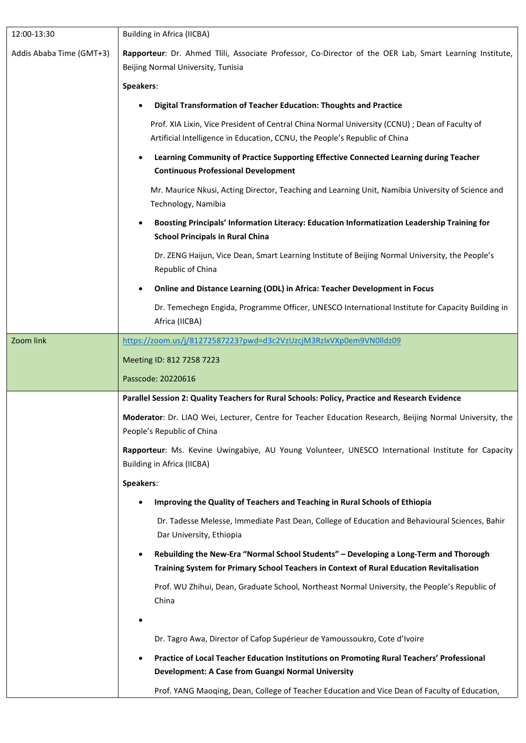| 12:00-13:30<br><br>Addis Ababa Time (GMT+3) | Building in Africa (IICBA)<br><br>**Rapporteur**: Dr. Ahmed Tlili, Associate Professor, Co-Director of the OER Lab, Smart Learning Institute, Beijing Normal University, Tunisia<br><br>**Speakers**:<br><br>• **Digital Transformation of Teacher Education: Thoughts and Practice**<br><br>Prof. XIA Lixin, Vice President of Central China Normal University (CCNU) ; Dean of Faculty of Artificial Intelligence in Education, CCNU, the People's Republic of China<br><br>• **Learning Community of Practice Supporting Effective Connected Learning during Teacher Continuous Professional Development**<br><br>Mr. Maurice Nkusi, Acting Director, Teaching and Learning Unit, Namibia University of Science and Technology, Namibia<br><br>• **Boosting Principals' Information Literacy: Education Informatization Leadership Training for School Principals in Rural China**<br><br>Dr. ZENG Haijun, Vice Dean, Smart Learning Institute of Beijing Normal University, the People's Republic of China<br><br>• **Online and Distance Learning (ODL) in Africa: Teacher Development in Focus**<br><br>Dr. Temechegn Engida, Programme Officer, UNESCO International Institute for Capacity Building in Africa (IICBA) |
|---|---|
| Zoom link | https://zoom.us/j/81272587223?pwd=d3c2VzUzcjM3RzlxVXp0em9VN0lldz09<br><br>Meeting ID: 812 7258 7223<br><br>Passcode: 20220616 |
| | **Parallel Session 2: Quality Teachers for Rural Schools: Policy, Practice and Research Evidence**<br><br>**Moderator**: Dr. LIAO Wei, Lecturer, Centre for Teacher Education Research, Beijing Normal University, the People's Republic of China<br><br>**Rapporteur**: Ms. Kevine Uwingabiye, AU Young Volunteer, UNESCO International Institute for Capacity Building in Africa (IICBA)<br><br>**Speakers**:<br><br>• **Improving the Quality of Teachers and Teaching in Rural Schools of Ethiopia**<br><br>Dr. Tadesse Melesse, Immediate Past Dean, College of Education and Behavioural Sciences, Bahir Dar University, Ethiopia<br><br>• **Rebuilding the New-Era "Normal School Students" – Developing a Long-Term and Thorough Training System for Primary School Teachers in Context of Rural Education Revitalisation**<br><br>Prof. WU Zhihui, Dean, Graduate School, Northeast Normal University, the People's Republic of China<br><br>•<br><br>Dr. Tagro Awa, Director of Cafop Supérieur de Yamoussoukro, Cote d'Ivoire<br><br>• **Practice of Local Teacher Education Institutions on Promoting Rural Teachers' Professional Development: A Case from Guangxi Normal University**<br><br>Prof. YANG Maoqing, Dean, College of Teacher Education and Vice Dean of Faculty of Education, |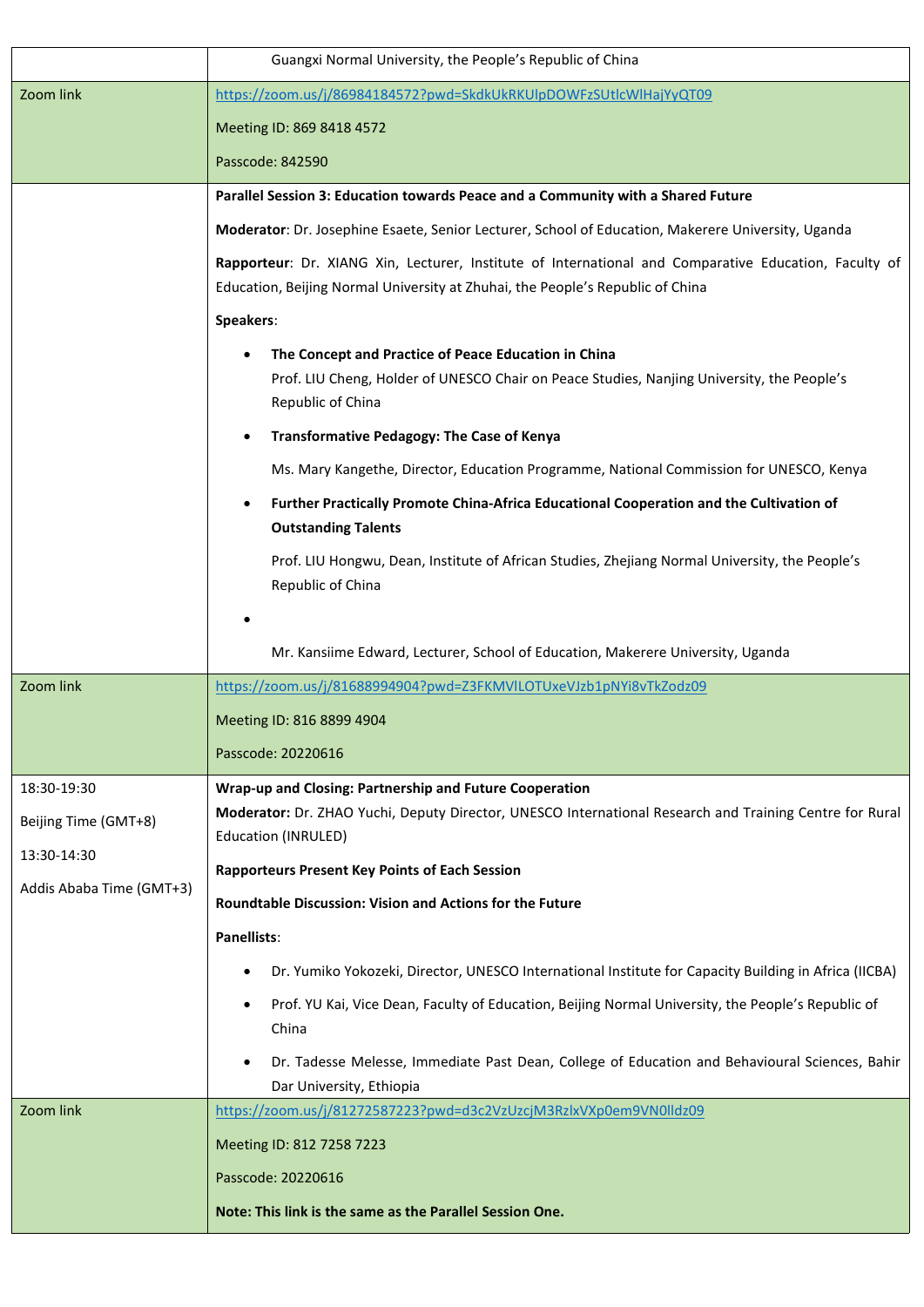| | |
|---|---|
| | Guangxi Normal University, the People's Republic of China |
| Zoom link | https://zoom.us/j/86984184572?pwd=SkdkUkRKUlpDOWFzSUtlcWlHajYyQT09<br><br>Meeting ID: 869 8418 4572<br><br>Passcode: 842590 |
| | **Parallel Session 3: Education towards Peace and a Community with a Shared Future**<br><br>**Moderator**: Dr. Josephine Esaete, Senior Lecturer, School of Education, Makerere University, Uganda<br><br>**Rapporteur**: Dr. XIANG Xin, Lecturer, Institute of International and Comparative Education, Faculty of Education, Beijing Normal University at Zhuhai, the People's Republic of China<br><br>**Speakers**:<br><br>• **The Concept and Practice of Peace Education in China**<br>Prof. LIU Cheng, Holder of UNESCO Chair on Peace Studies, Nanjing University, the People's Republic of China<br><br>• **Transformative Pedagogy: The Case of Kenya**<br>Ms. Mary Kangethe, Director, Education Programme, National Commission for UNESCO, Kenya<br><br>• **Further Practically Promote China-Africa Educational Cooperation and the Cultivation of Outstanding Talents**<br>Prof. LIU Hongwu, Dean, Institute of African Studies, Zhejiang Normal University, the People's Republic of China<br><br>•<br>Mr. Kansiime Edward, Lecturer, School of Education, Makerere University, Uganda |
| Zoom link | https://zoom.us/j/81688994904?pwd=Z3FKMVlLOTUxeVJzb1pNYi8vTkZodz09<br><br>Meeting ID: 816 8899 4904<br><br>Passcode: 20220616 |
| 18:30-19:30<br><br>Beijing Time (GMT+8)<br><br>13:30-14:30<br><br>Addis Ababa Time (GMT+3) | **Wrap-up and Closing: Partnership and Future Cooperation**<br>**Moderator:** Dr. ZHAO Yuchi, Deputy Director, UNESCO International Research and Training Centre for Rural Education (INRULED)<br><br>**Rapporteurs Present Key Points of Each Session**<br><br>**Roundtable Discussion: Vision and Actions for the Future**<br><br>**Panellists**:<br><br>• Dr. Yumiko Yokozeki, Director, UNESCO International Institute for Capacity Building in Africa (IICBA)<br><br>• Prof. YU Kai, Vice Dean, Faculty of Education, Beijing Normal University, the People's Republic of China<br><br>• Dr. Tadesse Melesse, Immediate Past Dean, College of Education and Behavioural Sciences, Bahir Dar University, Ethiopia |
| Zoom link | https://zoom.us/j/81272587223?pwd=d3c2VzUzcjM3RzlxVXp0em9VN0lldz09<br><br>Meeting ID: 812 7258 7223<br><br>Passcode: 20220616<br><br>**Note: This link is the same as the Parallel Session One.** |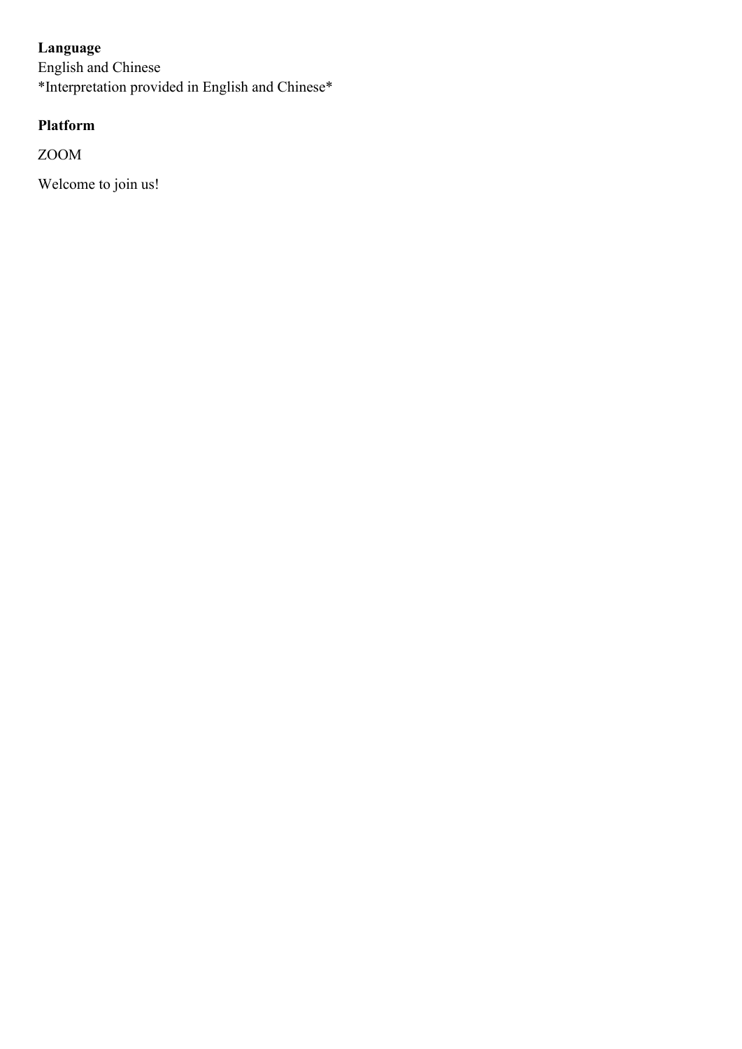**Language**
English and Chinese
*Interpretation provided in English and Chinese*

**Platform**

ZOOM

Welcome to join us!